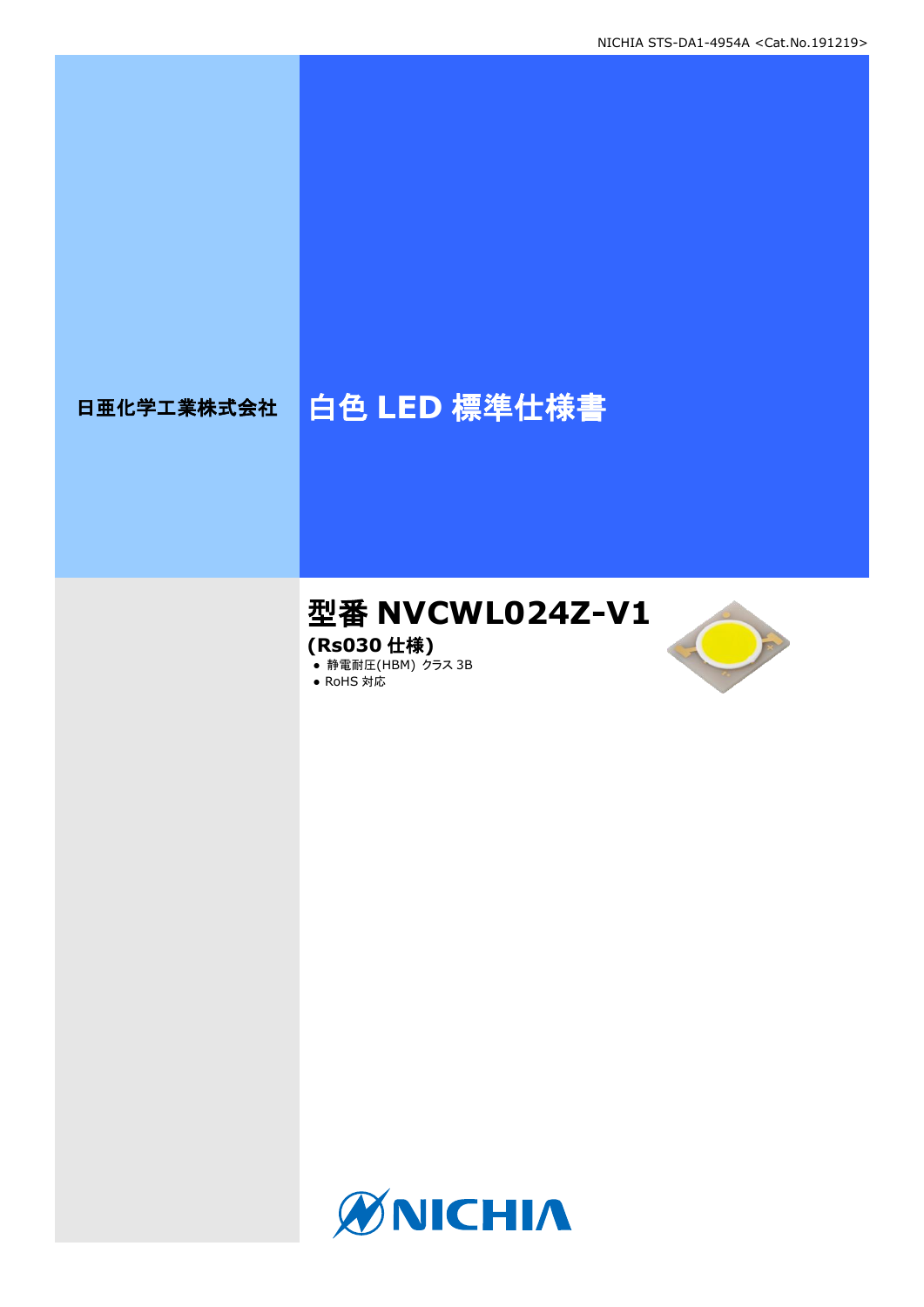日亜化学工業株式会社

# 白色 LED 標準仕様書

## 型番 NVCWL024Z-V1

**(Rs030 仕様)**

- 静電耐圧(HBM) クラス 3B
- RoHS 対応

NICHIA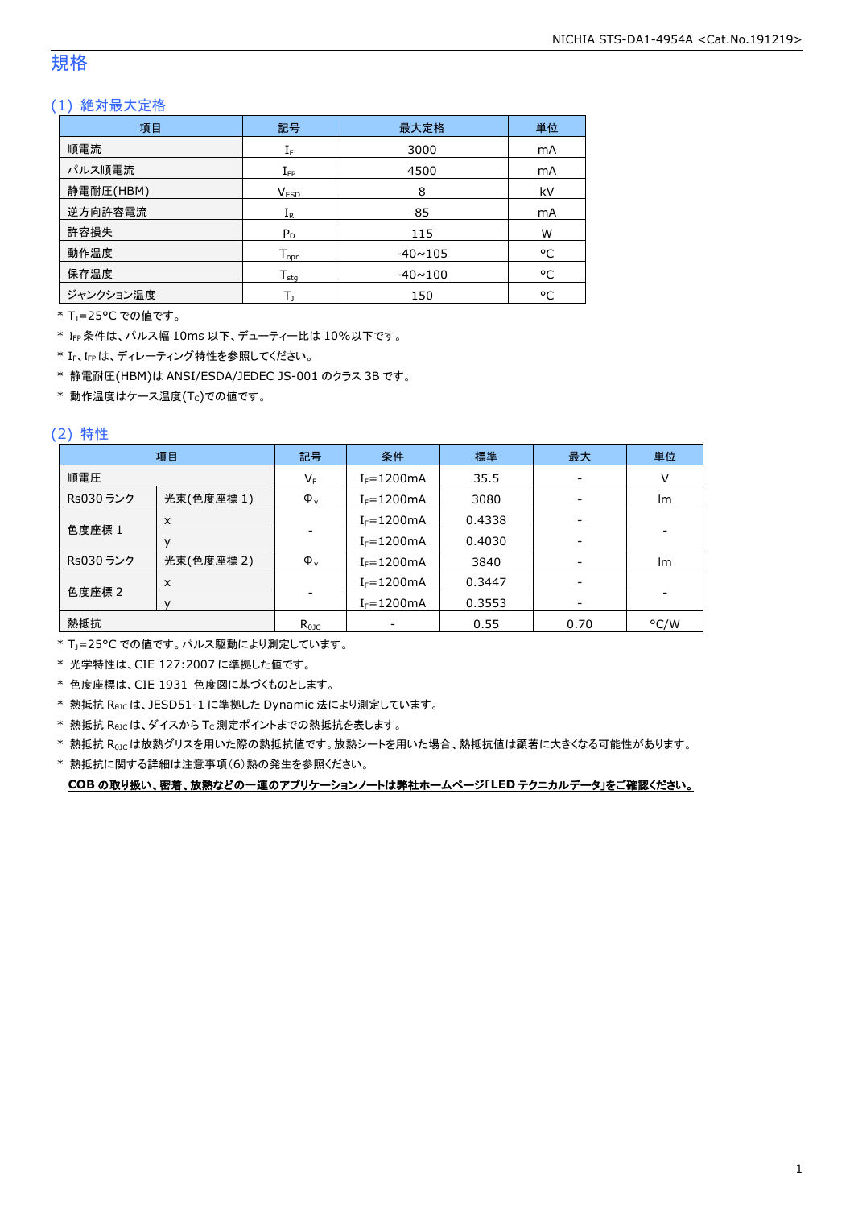## 規格

### (1) 絶対最大定格

| 項目 | 記号 | 最大定格 | 単位 |
|---|---|---|---|
| 順電流 | $I_F$ | 3000 | mA |
| パルス順電流 | $I_{FP}$ | 4500 | mA |
| 静電耐圧(HBM) | $V_{ESD}$ | 8 | kV |
| 逆方向許容電流 | $I_R$ | 85 | mA |
| 許容損失 | $P_D$ | 115 | W |
| 動作温度 | $T_{opr}$ | -40~105 | °C |
| 保存温度 | $T_{stg}$ | -40~100 | °C |
| ジャンクション温度 | $T_J$ | 150 | °C |

* $T_J$=25°C での値です。
* $I_{FP}$ 条件は、パルス幅 10ms 以下、デューティー比は 10%以下です。
* $I_F$、$I_{FP}$ は、ディレーティング特性を参照してください。
* 静電耐圧(HBM)は ANSI/ESDA/JEDEC JS-001 のクラス 3B です。
* 動作温度はケース温度($T_C$)での値です。

### (2) 特性

| 項目 | | 記号 | 条件 | 標準 | 最大 | 単位 |
|---|---|---|---|---|---|---|
| 順電圧 | | $V_F$ | $I_F$=1200mA | 35.5 | - | V |
| Rs030 ランク | 光束(色度座標 1) | $\Phi_v$ | $I_F$=1200mA | 3080 | - | lm |
| 色度座標 1 | x | - | $I_F$=1200mA | 0.4338 | - | - |
| | y | | $I_F$=1200mA | 0.4030 | - | |
| Rs030 ランク | 光束(色度座標 2) | $\Phi_v$ | $I_F$=1200mA | 3840 | - | lm |
| 色度座標 2 | x | - | $I_F$=1200mA | 0.3447 | - | - |
| | y | | $I_F$=1200mA | 0.3553 | - | |
| 熱抵抗 | | $R_{\theta JC}$ | - | 0.55 | 0.70 | °C/W |

* $T_J$=25°C での値です。パルス駆動により測定しています。
* 光学特性は、CIE 127:2007 に準拠した値です。
* 色度座標は、CIE 1931 色度図に基づくものとします。
* 熱抵抗 $R_{\theta JC}$ は、JESD51-1 に準拠した Dynamic 法により測定しています。
* 熱抵抗 $R_{\theta JC}$ は、ダイスから $T_C$ 測定ポイントまでの熱抵抗を表します。
* 熱抵抗 $R_{\theta JC}$ は放熱グリスを用いた際の熱抵抗値です。放熱シートを用いた場合、熱抵抗値は顕著に大きくなる可能性があります。
* 熱抵抗に関する詳細は注意事項(6)熱の発生を参照ください。

**COB の取り扱い、密着、放熱などの一連のアプリケーションノートは弊社ホームページ「LED テクニカルデータ」をご確認ください。**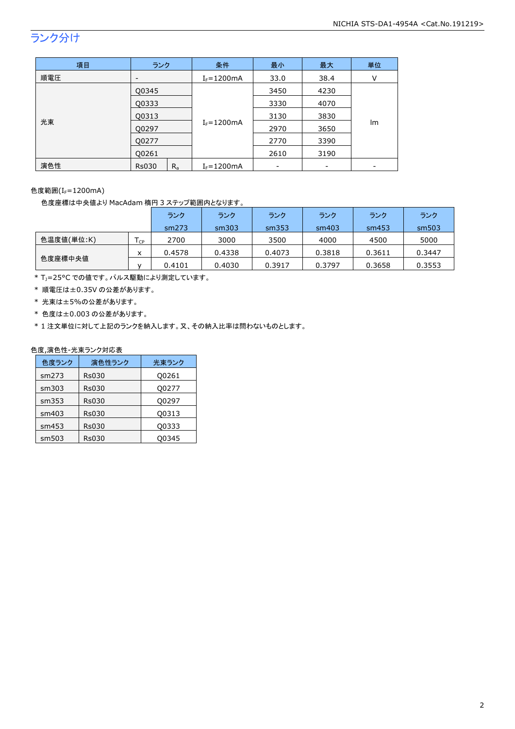## ランク分け

| 項目 | ランク | | 条件 | 最小 | 最大 | 単位 |
|---|---|---|---|---|---|---|
| 順電圧 | - | | $I_F$=1200mA | 33.0 | 38.4 | V |
| 光束 | Q0345 | | $I_F$=1200mA | 3450 | 4230 | lm |
| | Q0333 | | | 3330 | 4070 | |
| | Q0313 | | | 3130 | 3830 | |
| | Q0297 | | | 2970 | 3650 | |
| | Q0277 | | | 2770 | 3390 | |
| | Q0261 | | | 2610 | 3190 | |
| 演色性 | Rs030 | $R_a$ | $I_F$=1200mA | - | - | - |

色度範囲($I_F$=1200mA)

色度座標は中央値より MacAdam 楕円 3 ステップ範囲内となります。

| | | ランク sm273 | ランク sm303 | ランク sm353 | ランク sm403 | ランク sm453 | ランク sm503 |
|---|---|---|---|---|---|---|---|
| 色温度値(単位:K) | $T_{CP}$ | 2700 | 3000 | 3500 | 4000 | 4500 | 5000 |
| 色度座標中央値 | x | 0.4578 | 0.4338 | 0.4073 | 0.3818 | 0.3611 | 0.3447 |
| | y | 0.4101 | 0.4030 | 0.3917 | 0.3797 | 0.3658 | 0.3553 |

* $T_J$=25°C での値です。パルス駆動により測定しています。
* 順電圧は±0.35V の公差があります。
* 光束は±5%の公差があります。
* 色度は±0.003 の公差があります。
* 1 注文単位に対して上記のランクを納入します。又、その納入比率は問わないものとします。

色度,演色性-光束ランク対応表

| 色度ランク | 演色性ランク | 光束ランク |
|---|---|---|
| sm273 | Rs030 | Q0261 |
| sm303 | Rs030 | Q0277 |
| sm353 | Rs030 | Q0297 |
| sm403 | Rs030 | Q0313 |
| sm453 | Rs030 | Q0333 |
| sm503 | Rs030 | Q0345 |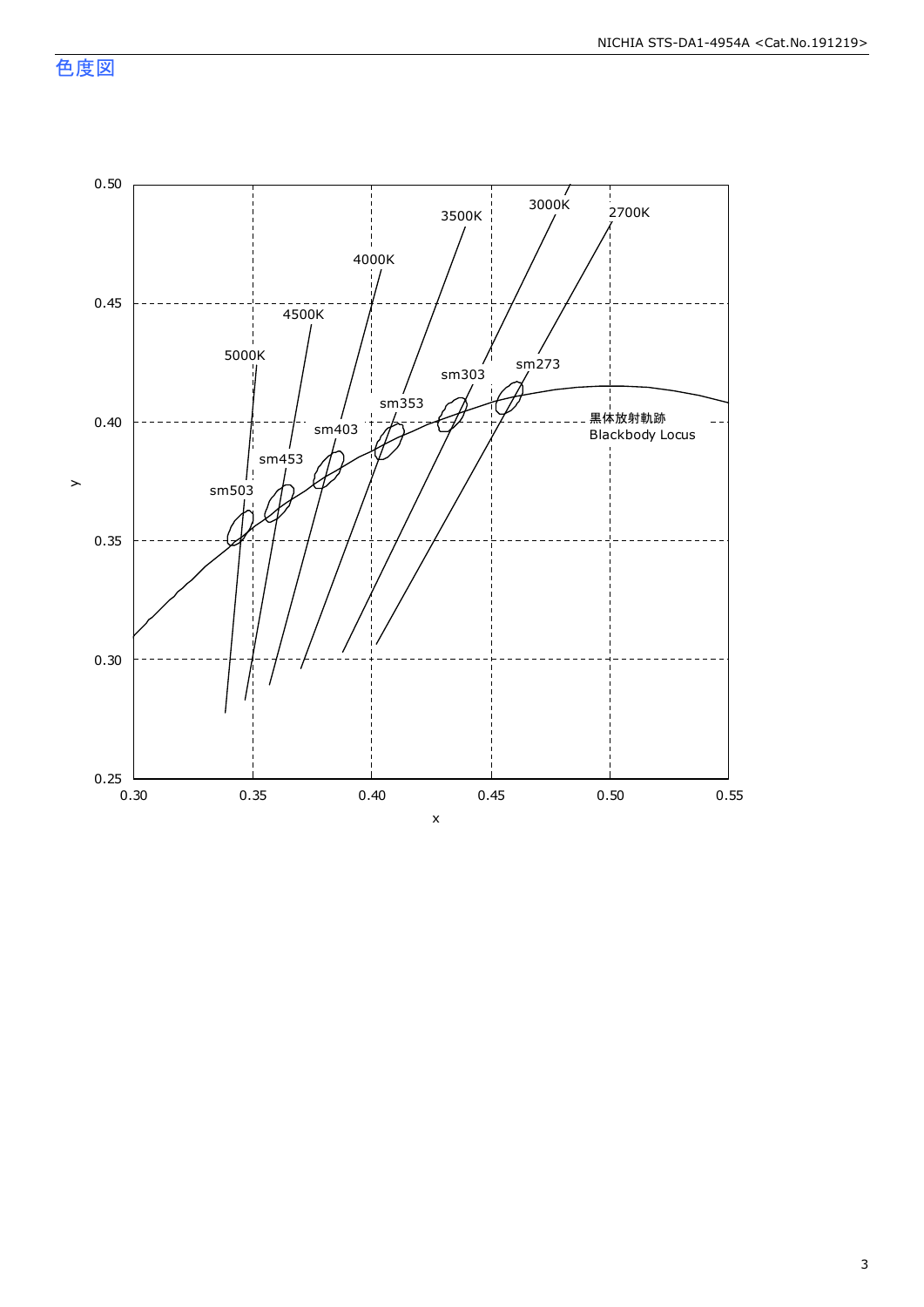## 色度図

x

y

0.30 0.35 0.40 0.45 0.50 0.55

0.25 0.30 0.35 0.40 0.45 0.50

5000K 4500K 4000K 3500K 3000K 2700K

sm503 sm453 sm403 sm353 sm303 sm273

黒体放射軌跡
Blackbody Locus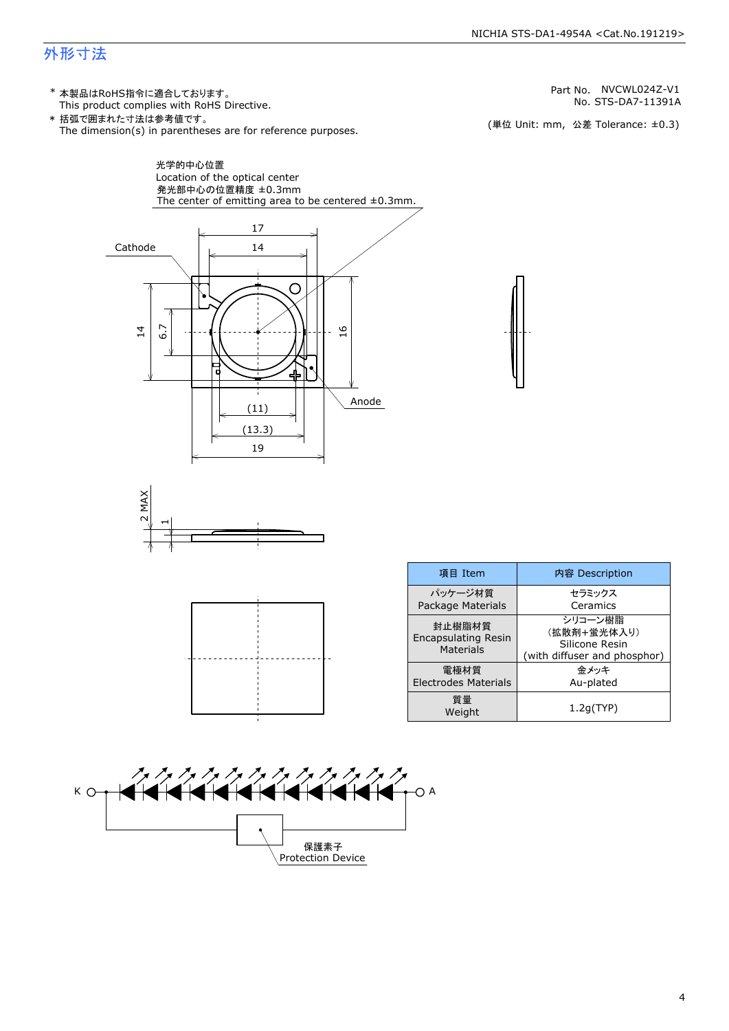## 外形寸法

\* 本製品はRoHS指令に適合しております。
 This product complies with RoHS Directive.
\* 括弧で囲まれた寸法は参考値です。
 The dimension(s) in parentheses are for reference purposes.

Part No. NVCWL024Z-V1
No. STS-DA7-11391A

(単位 Unit: mm, 公差 Tolerance: ±0.3)

光学的中心位置
Location of the optical center
発光部中心の位置精度 ±0.3mm
The center of emitting area to be centered ±0.3mm.

Cathode

Anode

17
14
14
6.7
16
(11)
(13.3)
19

2 MAX
1

| 項目 Item | 内容 Description |
|---|---|
| パッケージ材質<br>Package Materials | セラミックス<br>Ceramics |
| 封止樹脂材質<br>Encapsulating Resin Materials | シリコーン樹脂<br>(拡散剤+蛍光体入り)<br>Silicone Resin<br>(with diffuser and phosphor) |
| 電極材質<br>Electrodes Materials | 金メッキ<br>Au-plated |
| 質量<br>Weight | 1.2g(TYP) |

K

A

保護素子
Protection Device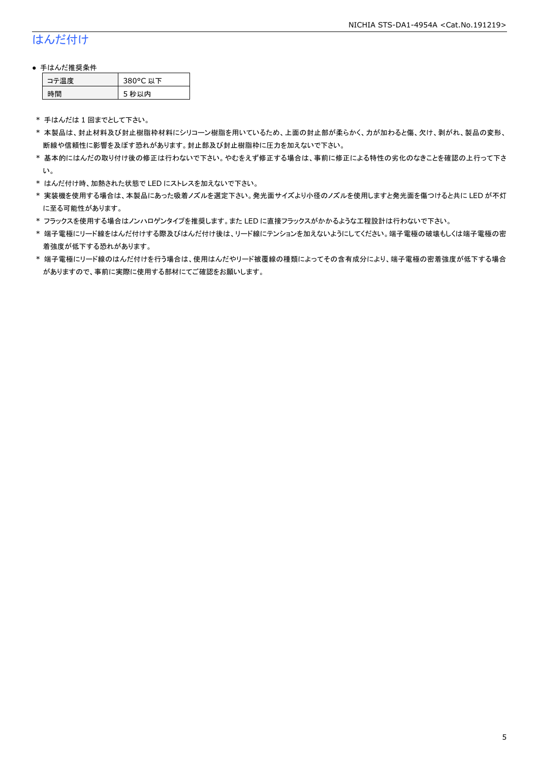# はんだ付け

● 手はんだ推奨条件

| コテ温度 | 380°C 以下 |
| --- | --- |
| 時間 | 5 秒以内 |

＊ 手はんだは 1 回までとして下さい。

＊ 本製品は、封止材料及び封止樹脂枠材料にシリコーン樹脂を用いているため、上面の封止部が柔らかく、力が加わると傷、欠け、剥がれ、製品の変形、断線や信頼性に影響を及ぼす恐れがあります。封止部及び封止樹脂枠に圧力を加えないで下さい。

＊ 基本的にはんだの取り付け後の修正は行わないで下さい。やむをえず修正する場合は、事前に修正による特性の劣化のなきことを確認の上行って下さい。

＊ はんだ付け時、加熱された状態で LED にストレスを加えないで下さい。

＊ 実装機を使用する場合は、本製品にあった吸着ノズルを選定下さい。発光面サイズより小径のノズルを使用しますと発光面を傷つけると共に LED が不灯に至る可能性があります。

＊ フラックスを使用する場合はノンハロゲンタイプを推奨します。また LED に直接フラックスがかかるような工程設計は行わないで下さい。

＊ 端子電極にリード線をはんだ付けする際及びはんだ付け後は、リード線にテンションを加えないようにしてください。端子電極の破壊もしくは端子電極の密着強度が低下する恐れがあります。

＊ 端子電極にリード線のはんだ付けを行う場合は、使用はんだやリード被覆線の種類によってその含有成分により、端子電極の密着強度が低下する場合がありますので、事前に実際に使用する部材にてご確認をお願いします。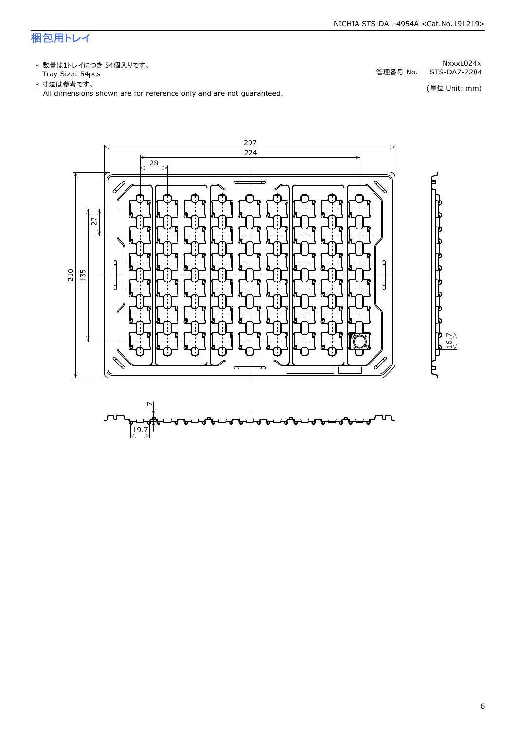# 梱包用トレイ

* 数量は1トレイにつき 54個入りです。
  Tray Size: 54pcs
* 寸法は参考です。
  All dimensions shown are for reference only and are not guaranteed.

NxxxL024x
管理番号 No.　STS-DA7-7284

(単位 Unit: mm)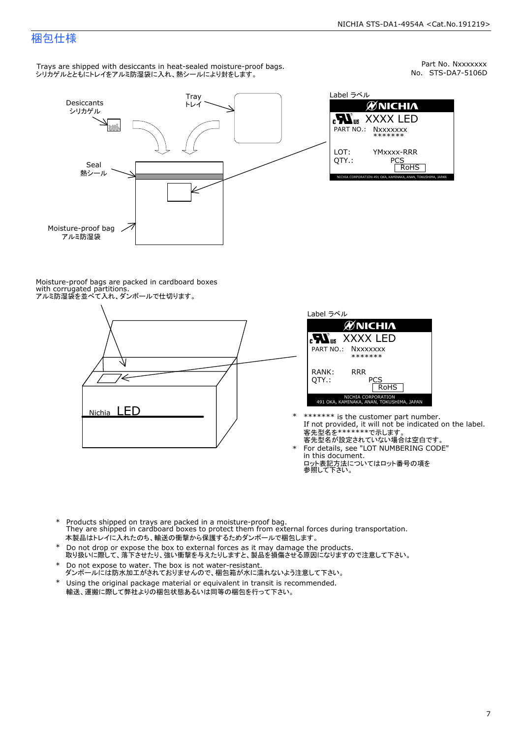# 梱包仕様

Part No. Nxxxxxxx
No. STS-DA7-5106D

Trays are shipped with desiccants in heat-sealed moisture-proof bags.
シリカゲルとともにトレイをアルミ防湿袋に入れ、熱シールにより封をします。

Desiccants
シリカゲル

Tray
トレイ

Seal
熱シール

Moisture-proof bag
アルミ防湿袋

Label ラベル

NICHIA
XXXX LED
PART NO.: Nxxxxxxx
*******
LOT: YMxxxx-RRR
QTY.: PCS
RoHS
NICHIA CORPORATION 491 OKA, KAMINAKA, ANAN, TOKUSHIMA, JAPAN

Moisture-proof bags are packed in cardboard boxes with corrugated partitions.
アルミ防湿袋を並べて入れ、ダンボールで仕切ります。

Nichia LED

Label ラベル

NICHIA
XXXX LED
PART NO.: Nxxxxxxx
*******
RANK: RRR
QTY.: PCS
RoHS
NICHIA CORPORATION
491 OKA, KAMINAKA, ANAN, TOKUSHIMA, JAPAN

- ******* is the customer part number.
  If not provided, it will not be indicated on the label.
  客先型名を*******で示します。
  客先型名が設定されていない場合は空白です。
- For details, see "LOT NUMBERING CODE" in this document.
  ロット表記方法についてはロット番号の項を参照して下さい。

- Products shipped on trays are packed in a moisture-proof bag.
  They are shipped in cardboard boxes to protect them from external forces during transportation.
  本製品はトレイに入れたのち、輸送の衝撃から保護するためダンボールで梱包します。
- Do not drop or expose the box to external forces as it may damage the products.
  取り扱いに際して、落下させたり、強い衝撃を与えたりしますと、製品を損傷させる原因になりますので注意して下さい。
- Do not expose to water. The box is not water-resistant.
  ダンボールには防水加工がされておりませんので、梱包箱が水に濡れないよう注意して下さい。
- Using the original package material or equivalent in transit is recommended.
  輸送、運搬に際して弊社よりの梱包状態あるいは同等の梱包を行って下さい。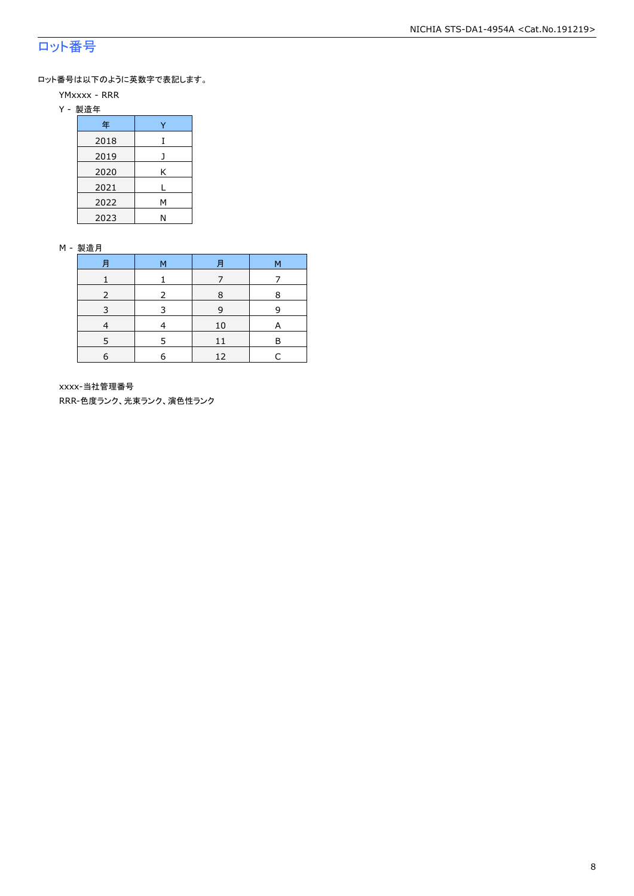## ロット番号

ロット番号は以下のように英数字で表記します。

YMxxxx - RRR

Y - 製造年

| 年 | Y |
|---|---|
| 2018 | I |
| 2019 | J |
| 2020 | K |
| 2021 | L |
| 2022 | M |
| 2023 | N |

M - 製造月

| 月 | M | 月 | M |
|---|---|---|---|
| 1 | 1 | 7 | 7 |
| 2 | 2 | 8 | 8 |
| 3 | 3 | 9 | 9 |
| 4 | 4 | 10 | A |
| 5 | 5 | 11 | B |
| 6 | 6 | 12 | C |

xxxx-当社管理番号

RRR-色度ランク、光束ランク、演色性ランク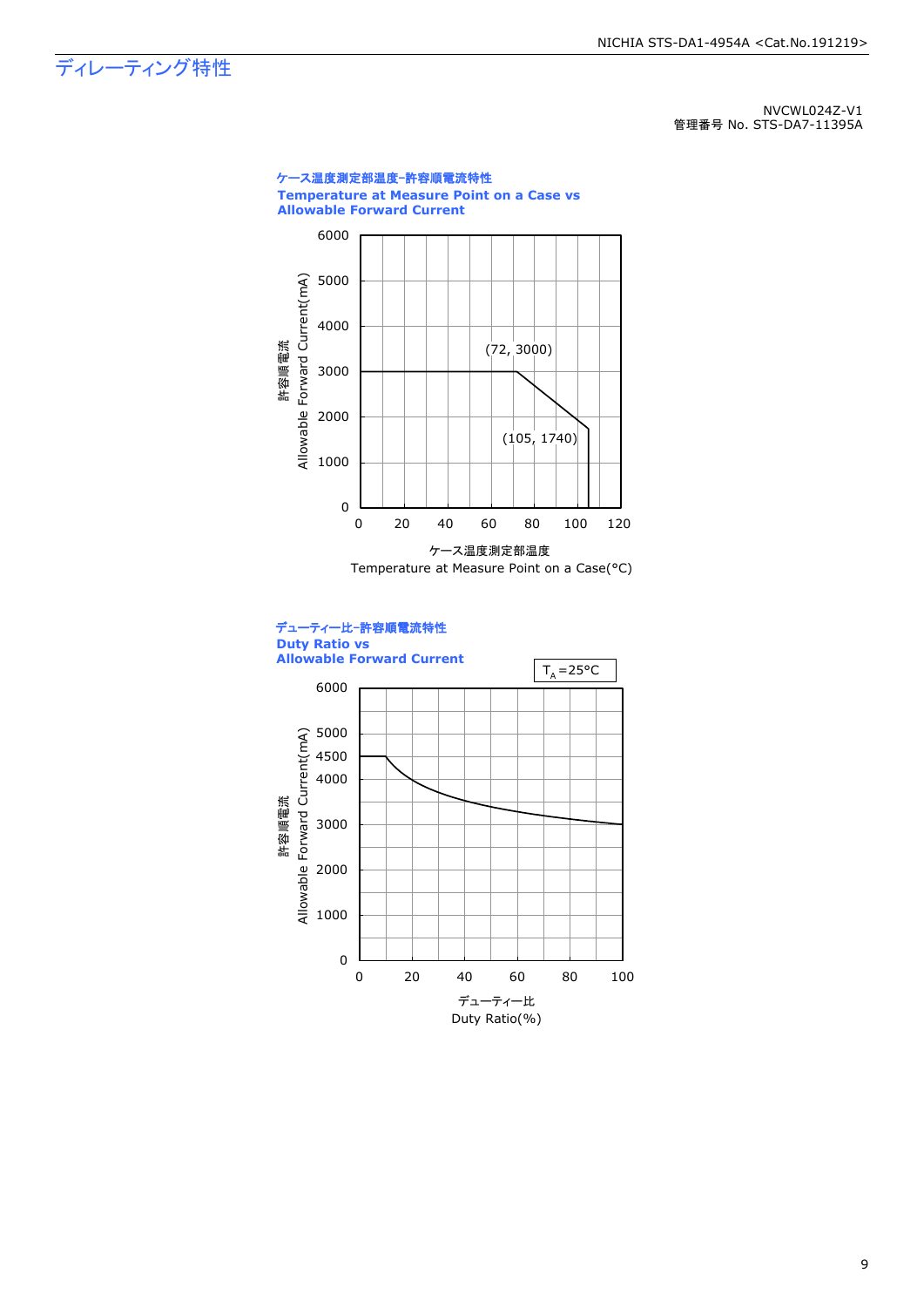# ディレーティング特性

NVCWL024Z-V1
管理番号 No. STS-DA7-11395A

**ケース温度測定部温度–許容順電流特性**
**Temperature at Measure Point on a Case vs Allowable Forward Current**

許容順電流 Allowable Forward Current(mA)

(72, 3000)

(105, 1740)

ケース温度測定部温度
Temperature at Measure Point on a Case(°C)

**デューティー比–許容順電流特性**
**Duty Ratio vs Allowable Forward Current**

$T_A$=25°C

許容順電流 Allowable Forward Current(mA)

デューティー比
Duty Ratio(%)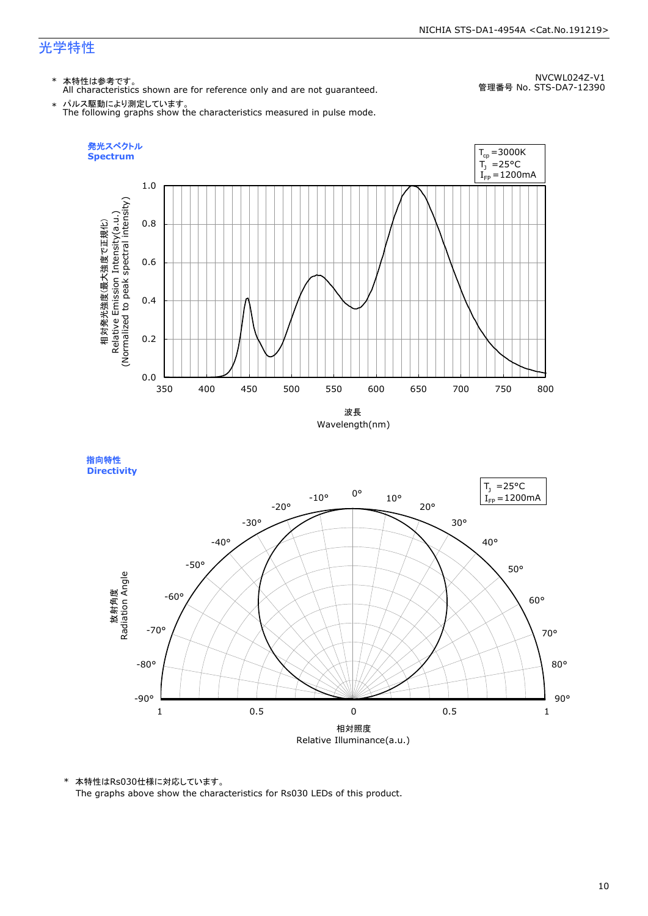## 光学特性

NVCWL024Z-V1
管理番号 No. STS-DA7-12390

\* 本特性は参考です。
All characteristics shown are for reference only and are not guaranteed.

\* パルス駆動により測定しています。
The following graphs show the characteristics measured in pulse mode.

### 発光スペクトル Spectrum

$T_{cp}$ =3000K
$T_J$ =25°C
$I_{FP}$ =1200mA

相対発光強度(最大強度で正規化)
Relative Emission Intensity(a.u.)
(Normalized to peak spectral intensity)

波長
Wavelength(nm)

### 指向特性 Directivity

$T_J$ =25°C
$I_{FP}$ =1200mA

放射角度
Radiation Angle

相対照度
Relative Illuminance(a.u.)

\* 本特性はRs030仕様に対応しています。
The graphs above show the characteristics for Rs030 LEDs of this product.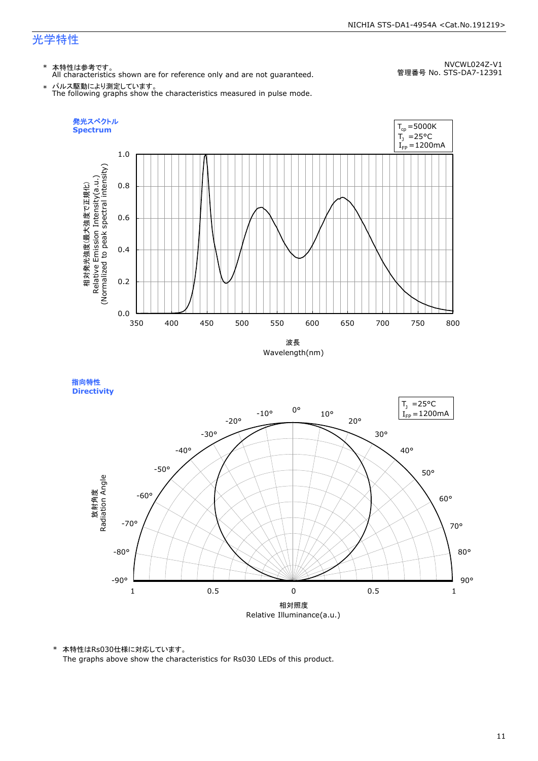## 光学特性

NVCWL024Z-V1
管理番号 No. STS-DA7-12391

- \* 本特性は参考です。
  All characteristics shown are for reference only and are not guaranteed.
- \* パルス駆動により測定しています。
  The following graphs show the characteristics measured in pulse mode.

### 発光スペクトル
### Spectrum

$T_{cp}$ =5000K
$T_J$ =25°C
$I_{FP}$ =1200mA

相対発光強度(最大強度で正規化)
Relative Emission Intensity(a.u.)
(Normalized to peak spectral intensity)

波長
Wavelength(nm)

### 指向特性
### Directivity

$T_J$ =25°C
$I_{FP}$ =1200mA

放射角度
Radiation Angle

相対照度
Relative Illuminance(a.u.)

\* 本特性はRs030仕様に対応しています。
The graphs above show the characteristics for Rs030 LEDs of this product.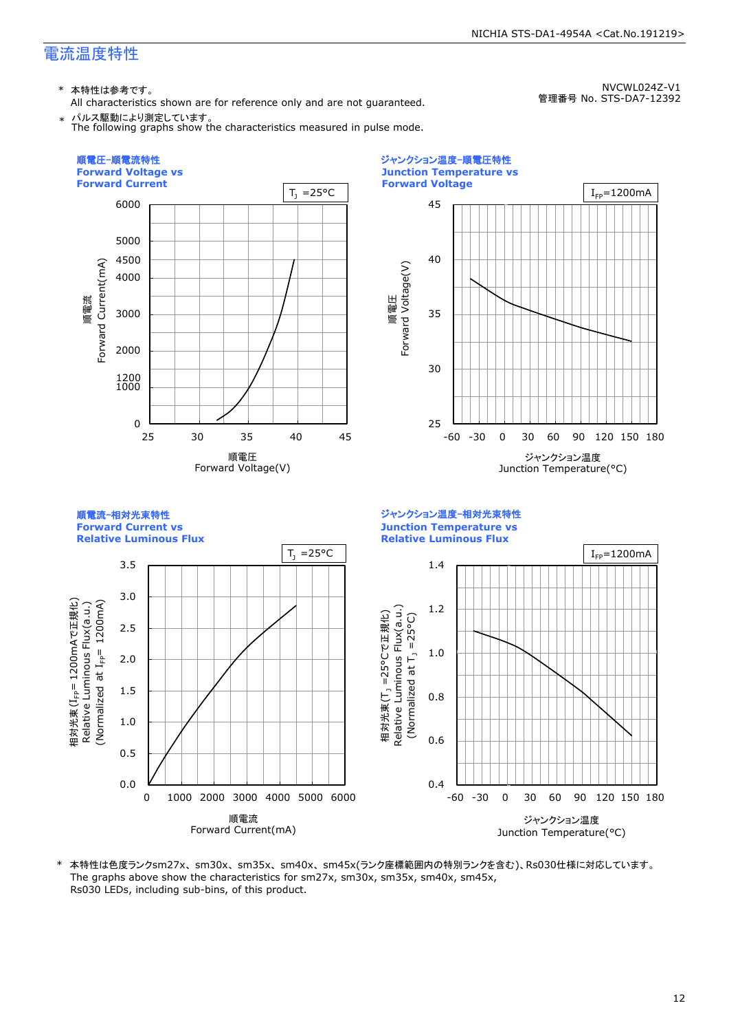# 電流温度特性

NVCWL024Z-V1
管理番号 No. STS-DA7-12392

* 本特性は参考です。
  All characteristics shown are for reference only and are not guaranteed.
* パルス駆動により測定しています。
  The following graphs show the characteristics measured in pulse mode.

### 順電圧-順電流特性 Forward Voltage vs Forward Current

$T_J$ =25°C

順電流 Forward Current(mA): 0, 1000, 1200, 2000, 3000, 4000, 4500, 5000, 6000

順電圧 Forward Voltage(V): 25, 30, 35, 40, 45

### ジャンクション温度-順電圧特性 Junction Temperature vs Forward Voltage

$I_{FP}$=1200mA

順電圧 Forward Voltage(V): 25, 30, 35, 40, 45

ジャンクション温度 Junction Temperature(°C): -60, -30, 0, 30, 60, 90, 120, 150, 180

### 順電流-相対光束特性 Forward Current vs Relative Luminous Flux

$T_J$ =25°C

相対光束 ($I_{FP}$= 1200mAで正規化) Relative Luminous Flux(a.u.) (Normalized at $I_{FP}$= 1200mA): 0.0, 0.5, 1.0, 1.5, 2.0, 2.5, 3.0, 3.5

順電流 Forward Current(mA): 0, 1000, 2000, 3000, 4000, 5000, 6000

### ジャンクション温度-相対光束特性 Junction Temperature vs Relative Luminous Flux

$I_{FP}$=1200mA

相対光束 ($T_J$ =25°Cで正規化) Relative Luminous Flux(a.u.) (Normalized at $T_J$ =25°C): 0.4, 0.6, 0.8, 1.0, 1.2, 1.4

ジャンクション温度 Junction Temperature(°C): -60, -30, 0, 30, 60, 90, 120, 150, 180

* 本特性は色度ランクsm27x、sm30x、sm35x、sm40x、sm45x(ランク座標範囲内の特別ランクを含む)、Rs030仕様に対応しています。
  The graphs above show the characteristics for sm27x, sm30x, sm35x, sm40x, sm45x, Rs030 LEDs, including sub-bins, of this product.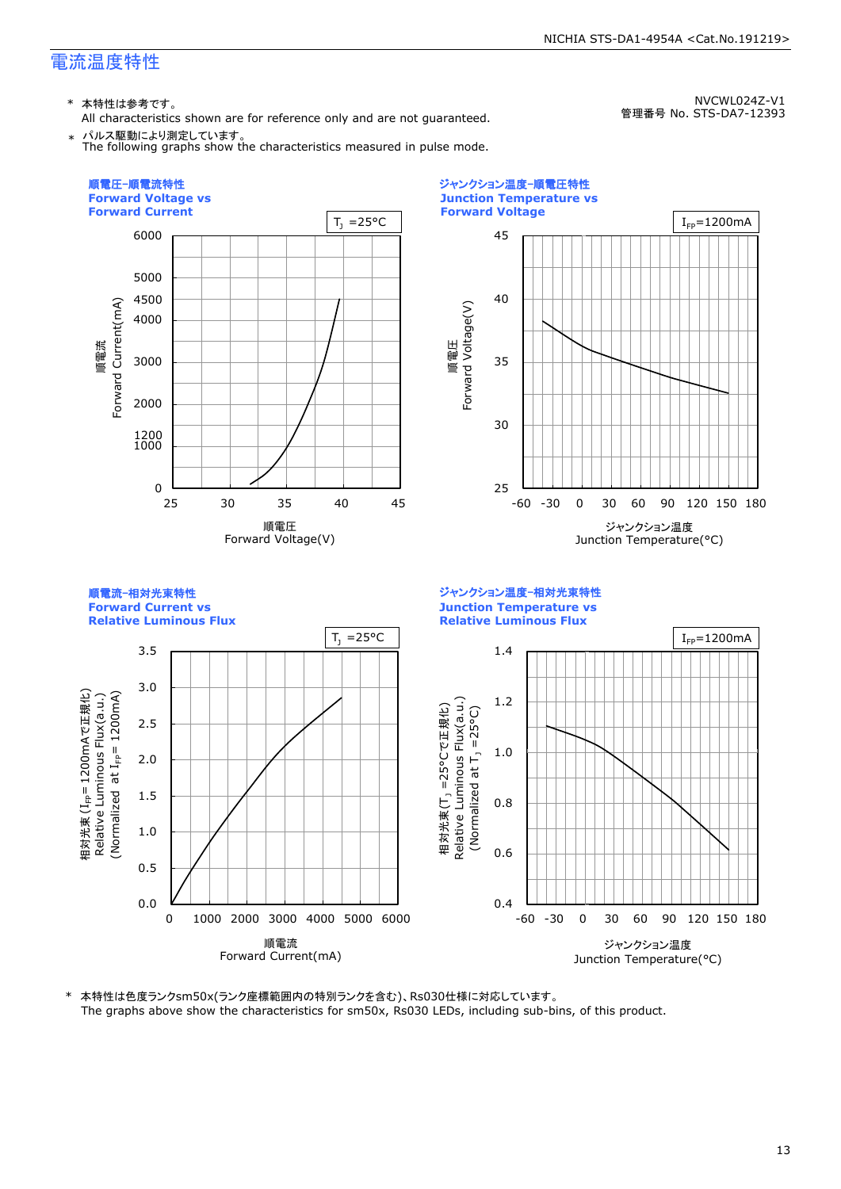# 電流温度特性

NVCWL024Z-V1
管理番号 No. STS-DA7-12393

\* 本特性は参考です。
All characteristics shown are for reference only and are not guaranteed.

\* パルス駆動により測定しています。
The following graphs show the characteristics measured in pulse mode.

### 順電圧-順電流特性 Forward Voltage vs Forward Current

$T_J$ =25°C

順電流 Forward Current(mA)

順電圧 Forward Voltage(V)

### ジャンクション温度-順電圧特性 Junction Temperature vs Forward Voltage

$I_{FP}$=1200mA

順電圧 Forward Voltage(V)

ジャンクション温度 Junction Temperature(°C)

### 順電流-相対光束特性 Forward Current vs Relative Luminous Flux

$T_J$ =25°C

相対光束 ($I_{FP}$= 1200mAで正規化) Relative Luminous Flux(a.u.) (Normalized at $I_{FP}$= 1200mA)

順電流 Forward Current(mA)

### ジャンクション温度-相対光束特性 Junction Temperature vs Relative Luminous Flux

$I_{FP}$=1200mA

相対光束 ($T_J$ =25°Cで正規化) Relative Luminous Flux(a.u.) (Normalized at $T_J$ =25°C)

ジャンクション温度 Junction Temperature(°C)

\* 本特性は色度ランクsm50x(ランク座標範囲内の特別ランクを含む)、Rs030仕様に対応しています。
The graphs above show the characteristics for sm50x, Rs030 LEDs, including sub-bins, of this product.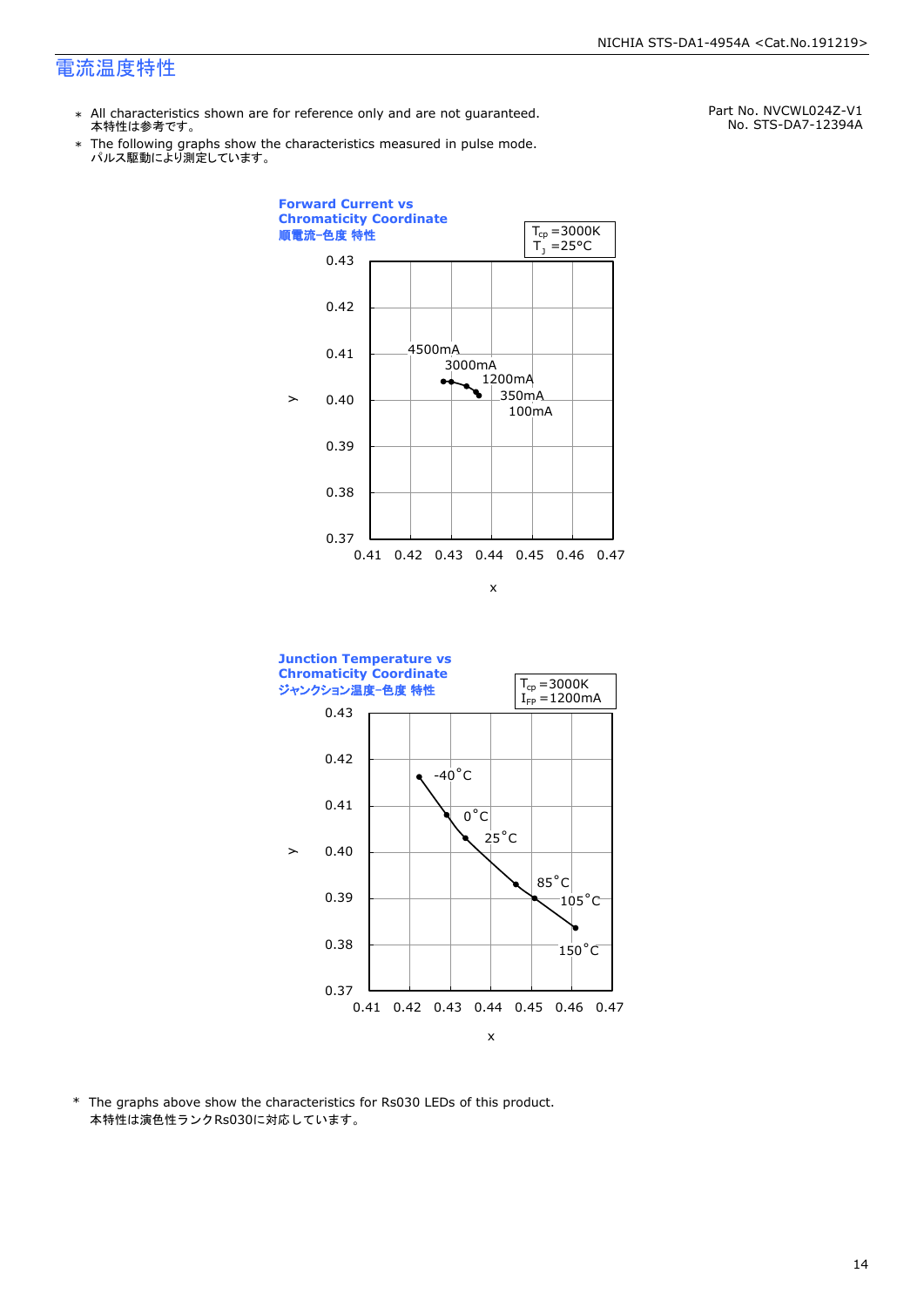# 電流温度特性

Part No. NVCWL024Z-V1
No. STS-DA7-12394A

* All characteristics shown are for reference only and are not guaranteed.
  本特性は参考です。
* The following graphs show the characteristics measured in pulse mode.
  パルス駆動により測定しています。

**Forward Current vs Chromaticity Coordinate**
**順電流−色度 特性**

$T_{cp}$ =3000K
$T_J$ =25°C

y: 0.37 – 0.43
x: 0.41 – 0.47

4500mA, 3000mA, 1200mA, 350mA, 100mA

**Junction Temperature vs Chromaticity Coordinate**
**ジャンクション温度−色度 特性**

$T_{cp}$ =3000K
$I_{FP}$ =1200mA

y: 0.37 – 0.43
x: 0.41 – 0.47

-40°C, 0°C, 25°C, 85°C, 105°C, 150°C

* The graphs above show the characteristics for Rs030 LEDs of this product.
  本特性は演色性ランクRs030に対応しています。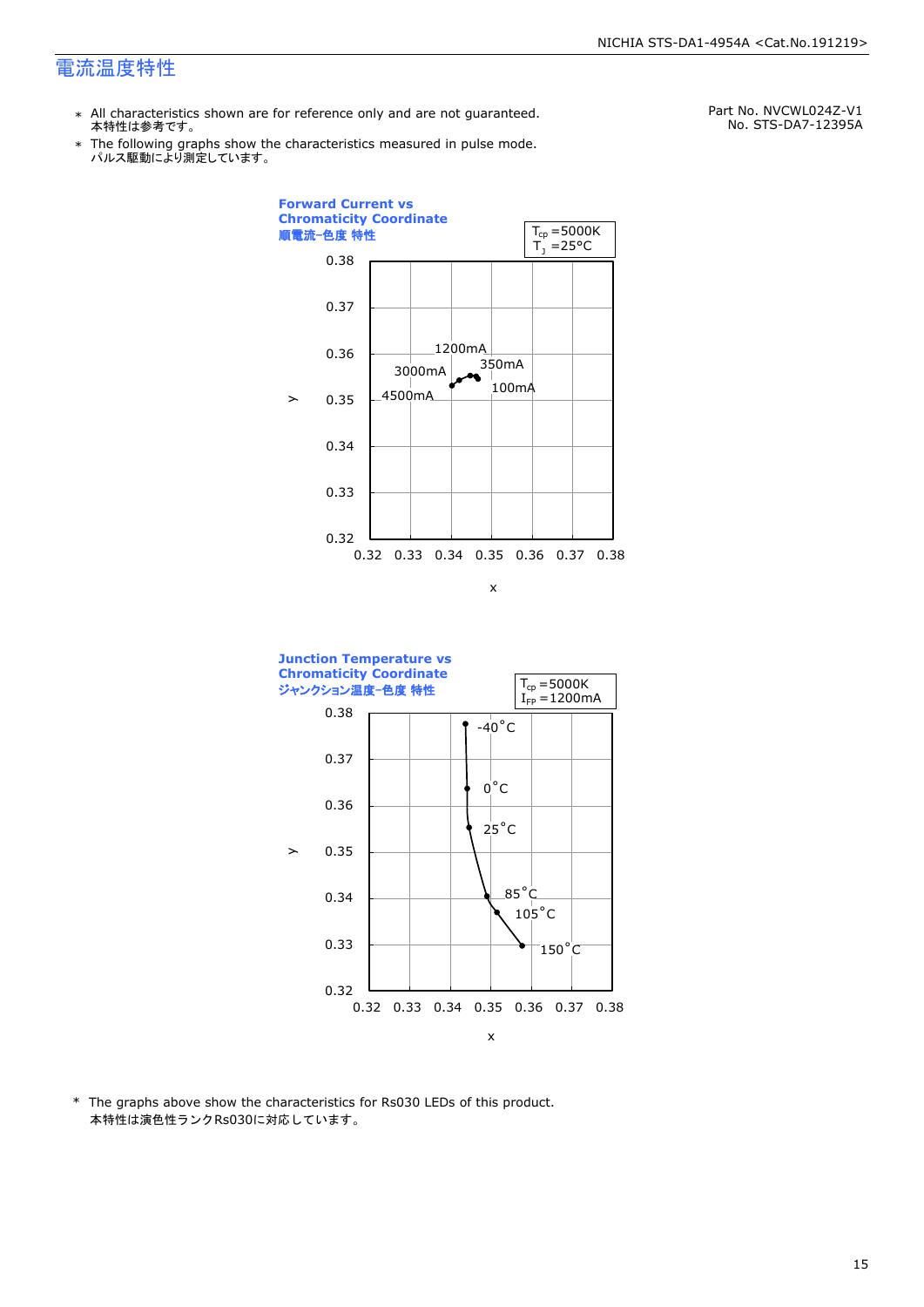# 電流温度特性

- ＊ All characteristics shown are for reference only and are not guaranteed.
  本特性は参考です。
- ＊ The following graphs show the characteristics measured in pulse mode.
  パルス駆動により測定しています。

Part No. NVCWL024Z-V1
No. STS-DA7-12395A

**Forward Current vs Chromaticity Coordinate**
**順電流-色度 特性**

$T_{cp}$ =5000K
$T_J$ =25°C

y: 0.32 – 0.38; x: 0.32 – 0.38

Data labels: 100mA, 350mA, 1200mA, 3000mA, 4500mA

**Junction Temperature vs Chromaticity Coordinate**
**ジャンクション温度-色度 特性**

$T_{cp}$ =5000K
$I_{FP}$ =1200mA

y: 0.32 – 0.38; x: 0.32 – 0.38

Data labels: -40°C, 0°C, 25°C, 85°C, 105°C, 150°C

\* The graphs above show the characteristics for Rs030 LEDs of this product.
本特性は演色性ランクRs030に対応しています。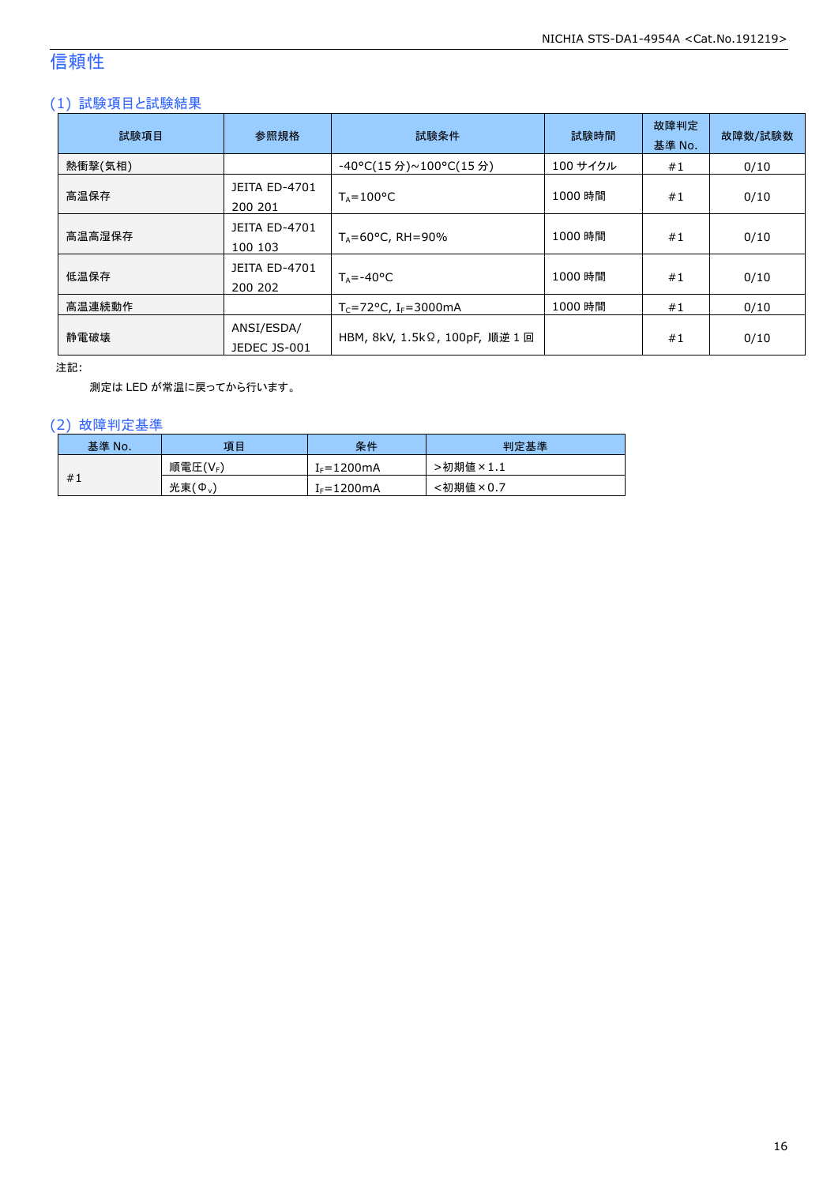## 信頼性

### (1) 試験項目と試験結果

| 試験項目 | 参照規格 | 試験条件 | 試験時間 | 故障判定基準 No. | 故障数/試験数 |
|---|---|---|---|---|---|
| 熱衝撃(気相) | | -40°C(15 分)~100°C(15 分) | 100 サイクル | #1 | 0/10 |
| 高温保存 | JEITA ED-4701 200 201 | $T_A$=100°C | 1000 時間 | #1 | 0/10 |
| 高温高湿保存 | JEITA ED-4701 100 103 | $T_A$=60°C, RH=90% | 1000 時間 | #1 | 0/10 |
| 低温保存 | JEITA ED-4701 200 202 | $T_A$=-40°C | 1000 時間 | #1 | 0/10 |
| 高温連続動作 | | $T_C$=72°C, $I_F$=3000mA | 1000 時間 | #1 | 0/10 |
| 静電破壊 | ANSI/ESDA/ JEDEC JS-001 | HBM, 8kV, 1.5kΩ, 100pF, 順逆 1 回 | | #1 | 0/10 |

注記:

測定は LED が常温に戻ってから行います。

### (2) 故障判定基準

| 基準 No. | 項目 | 条件 | 判定基準 |
|---|---|---|---|
| #1 | 順電圧($V_F$) | $I_F$=1200mA | >初期値×1.1 |
| | 光束($\Phi_v$) | $I_F$=1200mA | <初期値×0.7 |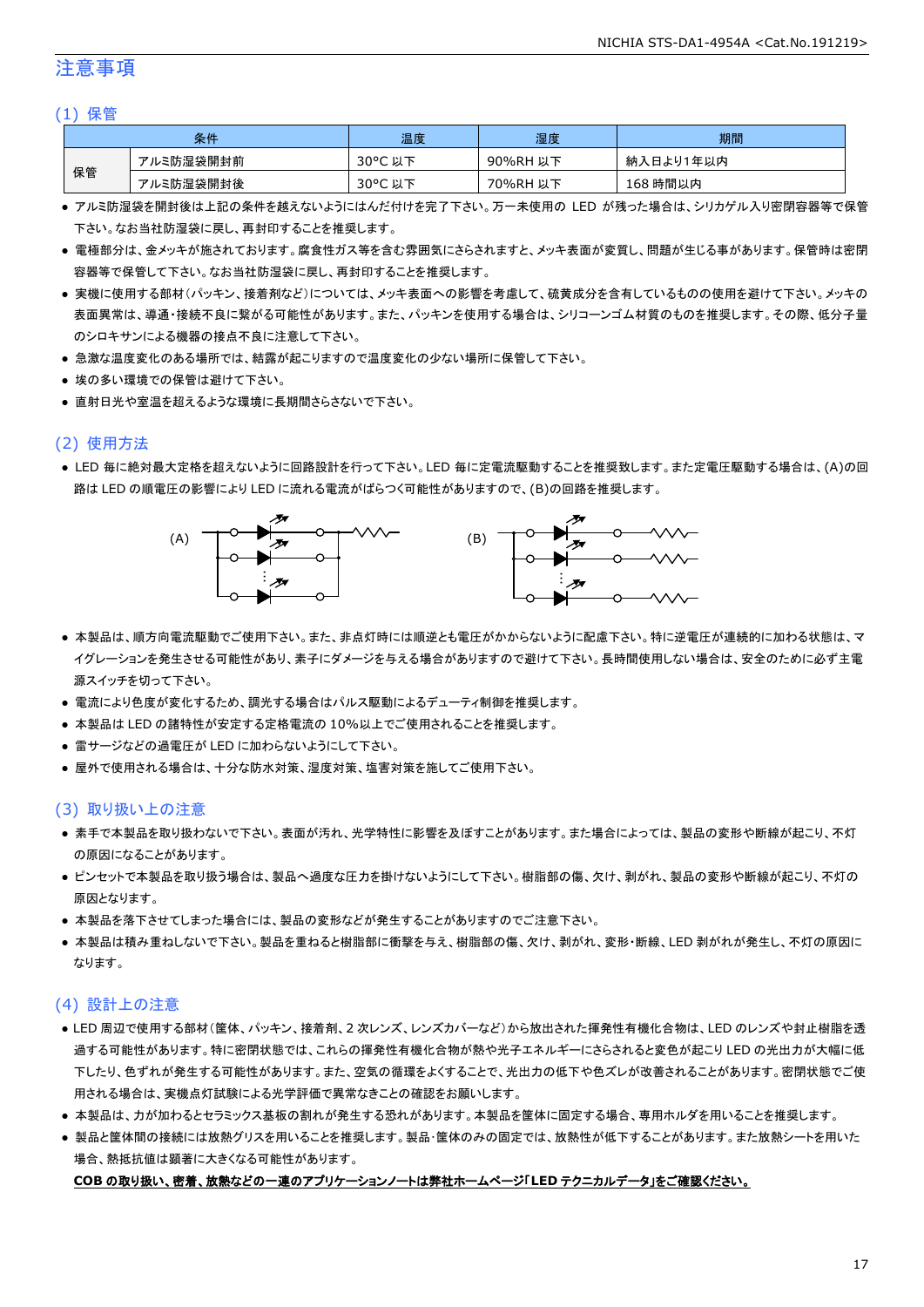# 注意事項

## (1) 保管

| 条件 | | 温度 | 湿度 | 期間 |
|---|---|---|---|---|
| 保管 | アルミ防湿袋開封前 | 30°C 以下 | 90%RH 以下 | 納入日より1年以内 |
| | アルミ防湿袋開封後 | 30°C 以下 | 70%RH 以下 | 168 時間以内 |

- アルミ防湿袋を開封後は上記の条件を越えないようにはんだ付けを完了下さい。万一未使用の LED が残った場合は、シリカゲル入り密閉容器等で保管下さい。なお当社防湿袋に戻し、再封印することを推奨します。
- 電極部分は、金メッキが施されております。腐食性ガス等を含む雰囲気にさらされますと、メッキ表面が変質し、問題が生じる事があります。保管時は密閉容器等で保管して下さい。なお当社防湿袋に戻し、再封印することを推奨します。
- 実機に使用する部材(パッキン、接着剤など)については、メッキ表面への影響を考慮して、硫黄成分を含有しているものの使用を避けて下さい。メッキの表面異常は、導通・接続不良に繋がる可能性があります。また、パッキンを使用する場合は、シリコーンゴム材質のものを推奨します。その際、低分子量のシロキサンによる機器の接点不良に注意して下さい。
- 急激な温度変化のある場所では、結露が起こりますので温度変化の少ない場所に保管して下さい。
- 埃の多い環境での保管は避けて下さい。
- 直射日光や室温を超えるような環境に長期間さらさないで下さい。

## (2) 使用方法

- LED 毎に絶対最大定格を超えないように回路設計を行って下さい。LED 毎に定電流駆動することを推奨致します。また定電圧駆動する場合は、(A)の回路は LED の順電圧の影響により LED に流れる電流がばらつく可能性がありますので、(B)の回路を推奨します。

(A) (B)

- 本製品は、順方向電流駆動でご使用下さい。また、非点灯時には順逆とも電圧がかからないように配慮下さい。特に逆電圧が連続的に加わる状態は、マイグレーションを発生させる可能性があり、素子にダメージを与える場合がありますので避けて下さい。長時間使用しない場合は、安全のために必ず主電源スイッチを切って下さい。
- 電流により色度が変化するため、調光する場合はパルス駆動によるデューティ制御を推奨します。
- 本製品は LED の諸特性が安定する定格電流の 10%以上でご使用されることを推奨します。
- 雷サージなどの過電圧が LED に加わらないようにして下さい。
- 屋外で使用される場合は、十分な防水対策、湿度対策、塩害対策を施してご使用下さい。

## (3) 取り扱い上の注意

- 素手で本製品を取り扱わないで下さい。表面が汚れ、光学特性に影響を及ぼすことがあります。また場合によっては、製品の変形や断線が起こり、不灯の原因になることがあります。
- ピンセットで本製品を取り扱う場合は、製品へ過度な圧力を掛けないようにして下さい。樹脂部の傷、欠け、剥がれ、製品の変形や断線が起こり、不灯の原因となります。
- 本製品を落下させてしまった場合には、製品の変形などが発生することがありますのでご注意下さい。
- 本製品は積み重ねしないで下さい。製品を重ねると樹脂部に衝撃を与え、樹脂部の傷、欠け、剥がれ、変形・断線、LED 剥がれが発生し、不灯の原因になります。

## (4) 設計上の注意

- LED 周辺で使用する部材(筐体、パッキン、接着剤、2 次レンズ、レンズカバーなど)から放出された揮発性有機化合物は、LED のレンズや封止樹脂を透過する可能性があります。特に密閉状態では、これらの揮発性有機化合物が熱や光子エネルギーにさらされると変色が起こり LED の光出力が大幅に低下したり、色ずれが発生する可能性があります。また、空気の循環をよくすることで、光出力の低下や色ズレが改善されることがあります。密閉状態でご使用される場合は、実機点灯試験による光学評価で異常なきことの確認をお願いします。
- 本製品は、力が加わるとセラミックス基板の割れが発生する恐れがあります。本製品を筐体に固定する場合、専用ホルダを用いることを推奨します。
- 製品と筐体間の接続には放熱グリスを用いることを推奨します。製品・筐体のみの固定では、放熱性が低下することがあります。また放熱シートを用いた場合、熱抵抗値は顕著に大きくなる可能性があります。

**COB の取り扱い、密着、放熱などの一連のアプリケーションノートは弊社ホームページ「LED テクニカルデータ」をご確認ください。**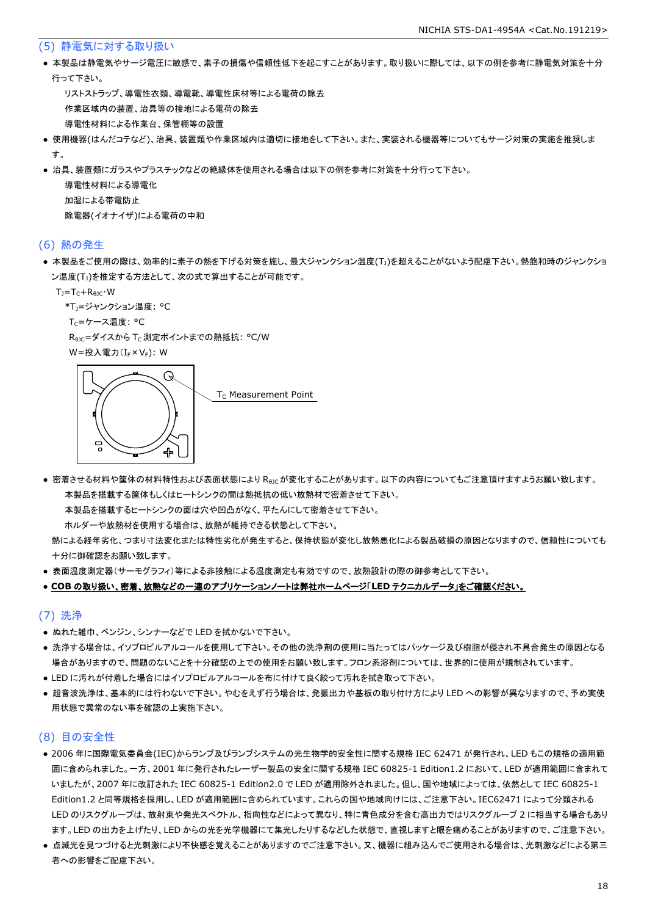## (5) 静電気に対する取り扱い

- 本製品は静電気やサージ電圧に敏感で、素子の損傷や信頼性低下を起こすことがあります。取り扱いに際しては、以下の例を参考に静電気対策を十分行って下さい。
  - リストストラップ、導電性衣類、導電靴、導電性床材等による電荷の除去
  - 作業区域内の装置、治具等の接地による電荷の除去
  - 導電性材料による作業台、保管棚等の設置
- 使用機器(はんだコテなど)、治具、装置類や作業区域内は適切に接地をして下さい。また、実装される機器等についてもサージ対策の実施を推奨します。
- 治具、装置類にガラスやプラスチックなどの絶縁体を使用される場合は以下の例を参考に対策を十分行って下さい。
  - 導電性材料による導電化
  - 加湿による帯電防止
  - 除電器(イオナイザ)による電荷の中和

## (6) 熱の発生

- 本製品をご使用の際は、効率的に素子の熱を下げる対策を施し、最大ジャンクション温度($T_J$)を超えることがないよう配慮下さい。熱飽和時のジャンクション温度($T_J$)を推定する方法として、次の式で算出することが可能です。

$T_J=T_C+R_{\theta JC}\cdot W$

*$T_J$=ジャンクション温度: °C
$T_C$=ケース温度: °C
$R_{\theta JC}$=ダイスから $T_C$ 測定ポイントまでの熱抵抗: °C/W
W=投入電力($I_F\times V_F$): W

$T_C$ Measurement Point

- 密着させる材料や筐体の材料特性および表面状態により $R_{\theta JC}$ が変化することがあります。以下の内容についてもご注意頂けますようお願い致します。
  - 本製品を搭載する筐体もしくはヒートシンクの間は熱抵抗の低い放熱材で密着させて下さい。
  - 本製品を搭載するヒートシンクの面は穴や凹凸がなく、平たんにして密着させて下さい。
  - ホルダーや放熱材を使用する場合は、放熱が維持できる状態として下さい。

  熱による経年劣化、つまり寸法変化または特性劣化が発生すると、保持状態が変化し放熱悪化による製品破損の原因となりますので、信頼性についても十分に御確認をお願い致します。
- 表面温度測定器(サーモグラフィ)等による非接触による温度測定も有効ですので、放熱設計の際の御参考として下さい。
- **COB の取り扱い、密着、放熱などの一連のアプリケーションノートは弊社ホームページ「LED テクニカルデータ」をご確認ください。**

## (7) 洗浄

- ぬれた雑巾、ベンジン、シンナーなどで LED を拭かないで下さい。
- 洗浄する場合は、イソプロピルアルコールを使用して下さい。その他の洗浄剤の使用に当たってはパッケージ及び樹脂が侵され不具合発生の原因となる場合がありますので、問題のないことを十分確認の上での使用をお願い致します。フロン系溶剤については、世界的に使用が規制されています。
- LED に汚れが付着した場合にはイソプロピルアルコールを布に付けて良く絞って汚れを拭き取って下さい。
- 超音波洗浄は、基本的には行わないで下さい。やむをえず行う場合は、発振出力や基板の取り付け方により LED への影響が異なりますので、予め実使用状態で異常のない事を確認の上実施下さい。

## (8) 目の安全性

- 2006 年に国際電気委員会(IEC)からランプ及びランプシステムの光生物学的安全性に関する規格 IEC 62471 が発行され、LED もこの規格の適用範囲に含められました。一方、2001 年に発行されたレーザー製品の安全に関する規格 IEC 60825-1 Edition1.2 において、LED が適用範囲に含まれていましたが、2007 年に改訂された IEC 60825-1 Edition2.0 で LED が適用除外されました。但し、国や地域によっては、依然として IEC 60825-1 Edition1.2 と同等規格を採用し、LED が適用範囲に含められています。これらの国や地域向けには、ご注意下さい。IEC62471 によって分類される LED のリスクグループは、放射束や発光スペクトル、指向性などによって異なり、特に青色成分を含む高出力ではリスクグループ 2 に相当する場合もあります。LED の出力を上げたり、LED からの光を光学機器にて集光したりするなどした状態で、直視しますと眼を痛めることがありますので、ご注意下さい。
- 点滅光を見つづけると光刺激により不快感を覚えることがありますのでご注意下さい。又、機器に組み込んでご使用される場合は、光刺激などによる第三者への影響をご配慮下さい。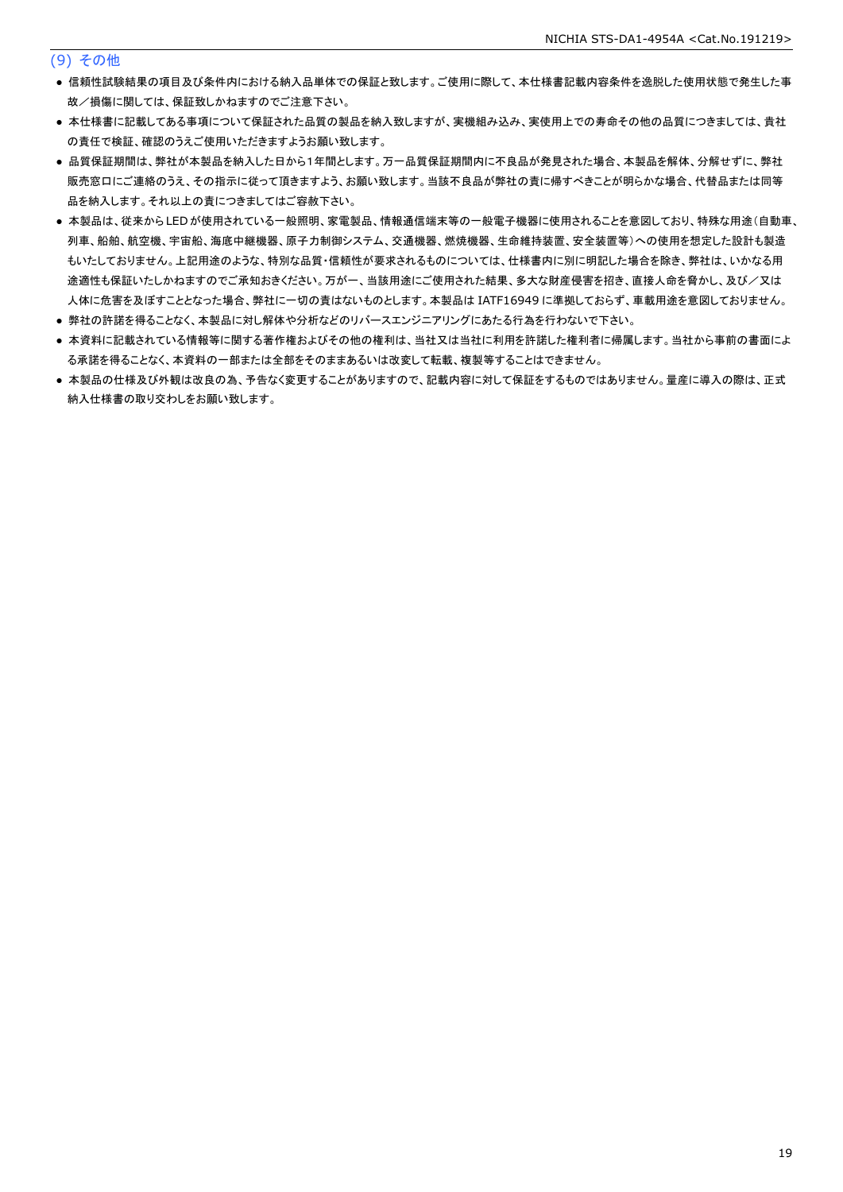## (9) その他

- 信頼性試験結果の項目及び条件内における納入品単体での保証と致します。ご使用に際して、本仕様書記載内容条件を逸脱した使用状態で発生した事故／損傷に関しては、保証致しかねますのでご注意下さい。
- 本仕様書に記載してある事項について保証された品質の製品を納入致しますが、実機組み込み、実使用上での寿命その他の品質につきましては、貴社の責任で検証、確認のうえご使用いただきますようお願い致します。
- 品質保証期間は、弊社が本製品を納入した日から1年間とします。万一品質保証期間内に不良品が発見された場合、本製品を解体、分解せずに、弊社販売窓口にご連絡のうえ、その指示に従って頂きますよう、お願い致します。当該不良品が弊社の責に帰すべきことが明らかな場合、代替品または同等品を納入します。それ以上の責につきましてはご容赦下さい。
- 本製品は、従来からLEDが使用されている一般照明、家電製品、情報通信端末等の一般電子機器に使用されることを意図しており、特殊な用途（自動車、列車、船舶、航空機、宇宙船、海底中継機器、原子力制御システム、交通機器、燃焼機器、生命維持装置、安全装置等）への使用を想定した設計も製造もいたしておりません。上記用途のような、特別な品質・信頼性が要求されるものについては、仕様書内に別に明記した場合を除き、弊社は、いかなる用途適性も保証いたしかねますのでご承知おきください。万が一、当該用途にご使用された結果、多大な財産侵害を招き、直接人命を脅かし、及び／又は人体に危害を及ぼすこととなった場合、弊社に一切の責はないものとします。本製品は IATF16949 に準拠しておらず、車載用途を意図しておりません。
- 弊社の許諾を得ることなく、本製品に対し解体や分析などのリバースエンジニアリングにあたる行為を行わないで下さい。
- 本資料に記載されている情報等に関する著作権およびその他の権利は、当社又は当社に利用を許諾した権利者に帰属します。当社から事前の書面による承諾を得ることなく、本資料の一部または全部をそのままあるいは改変して転載、複製等することはできません。
- 本製品の仕様及び外観は改良の為、予告なく変更することがありますので、記載内容に対して保証をするものではありません。量産に導入の際は、正式納入仕様書の取り交わしをお願い致します。